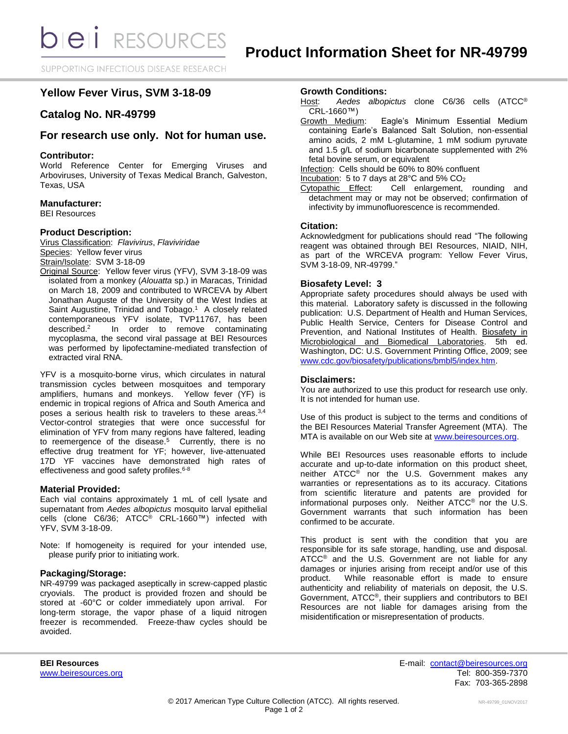# Product Information Sheet for NR-49799

## Yellow Fever Virus, SVM 3-18-09

## Catalog No. NR-49799

## For research use only. Not for human use.

### Contributor:

World Reference Center for Emerging Viruses and Arboviruses, University of Texas Medical Branch, Galveston, Texas, USA

### Manufacturer:

BEI Resources

### Product Description:

Virus Classification: *Flavivirus*, *Flaviviridae*
Species: Yellow fever virus
Strain/Isolate: SVM 3-18-09
Original Source: Yellow fever virus (YFV), SVM 3-18-09 was isolated from a monkey (*Alouatta* sp.) in Maracas, Trinidad on March 18, 2009 and contributed to WRCEVA by Albert Jonathan Auguste of the University of the West Indies at Saint Augustine, Trinidad and Tobago.[1] A closely related contemporaneous YFV isolate, TVP11767, has been described.[2] In order to remove contaminating mycoplasma, the second viral passage at BEI Resources was performed by lipofectamine-mediated transfection of extracted viral RNA.

YFV is a mosquito-borne virus, which circulates in natural transmission cycles between mosquitoes and temporary amplifiers, humans and monkeys. Yellow fever (YF) is endemic in tropical regions of Africa and South America and poses a serious health risk to travelers to these areas.[3,4] Vector-control strategies that were once successful for elimination of YFV from many regions have faltered, leading to reemergence of the disease.[5] Currently, there is no effective drug treatment for YF; however, live-attenuated 17D YF vaccines have demonstrated high rates of effectiveness and good safety profiles.[6-8]

### Material Provided:

Each vial contains approximately 1 mL of cell lysate and supernatant from *Aedes albopictus* mosquito larval epithelial cells (clone C6/36; ATCC® CRL-1660™) infected with YFV, SVM 3-18-09.

Note: If homogeneity is required for your intended use, please purify prior to initiating work.

### Packaging/Storage:

NR-49799 was packaged aseptically in screw-capped plastic cryovials. The product is provided frozen and should be stored at -60°C or colder immediately upon arrival. For long-term storage, the vapor phase of a liquid nitrogen freezer is recommended. Freeze-thaw cycles should be avoided.

### Growth Conditions:

Host: *Aedes albopictus* clone C6/36 cells (ATCC® CRL-1660™)
Growth Medium: Eagle's Minimum Essential Medium containing Earle's Balanced Salt Solution, non-essential amino acids, 2 mM L-glutamine, 1 mM sodium pyruvate and 1.5 g/L of sodium bicarbonate supplemented with 2% fetal bovine serum, or equivalent
Infection: Cells should be 60% to 80% confluent
Incubation: 5 to 7 days at 28°C and 5% $CO_2$
Cytopathic Effect: Cell enlargement, rounding and detachment may or may not be observed; confirmation of infectivity by immunofluorescence is recommended.

### Citation:

Acknowledgment for publications should read "The following reagent was obtained through BEI Resources, NIAID, NIH, as part of the WRCEVA program: Yellow Fever Virus, SVM 3-18-09, NR-49799."

### Biosafety Level: 3

Appropriate safety procedures should always be used with this material. Laboratory safety is discussed in the following publication: U.S. Department of Health and Human Services, Public Health Service, Centers for Disease Control and Prevention, and National Institutes of Health. Biosafety in Microbiological and Biomedical Laboratories. 5th ed. Washington, DC: U.S. Government Printing Office, 2009; see www.cdc.gov/biosafety/publications/bmbl5/index.htm.

### Disclaimers:

You are authorized to use this product for research use only. It is not intended for human use.

Use of this product is subject to the terms and conditions of the BEI Resources Material Transfer Agreement (MTA). The MTA is available on our Web site at www.beiresources.org.

While BEI Resources uses reasonable efforts to include accurate and up-to-date information on this product sheet, neither ATCC® nor the U.S. Government makes any warranties or representations as to its accuracy. Citations from scientific literature and patents are provided for informational purposes only. Neither ATCC® nor the U.S. Government warrants that such information has been confirmed to be accurate.

This product is sent with the condition that you are responsible for its safe storage, handling, use and disposal. ATCC® and the U.S. Government are not liable for any damages or injuries arising from receipt and/or use of this product. While reasonable effort is made to ensure authenticity and reliability of materials on deposit, the U.S. Government, ATCC®, their suppliers and contributors to BEI Resources are not liable for damages arising from the misidentification or misrepresentation of products.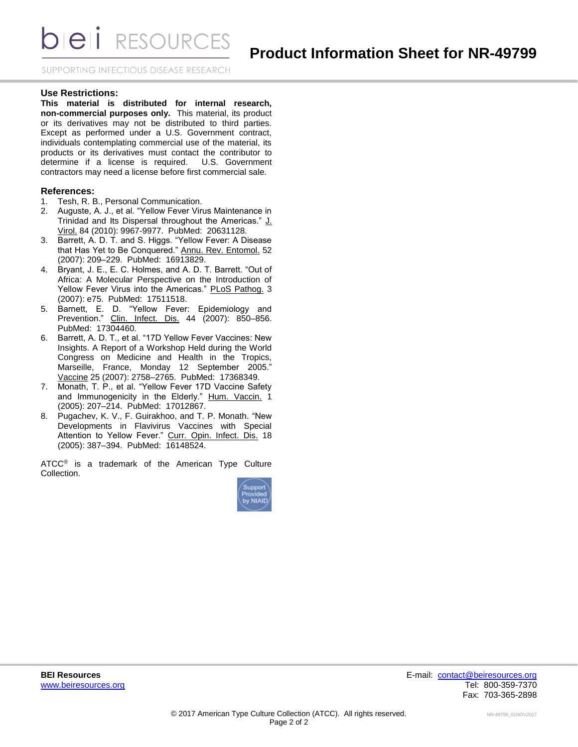### Use Restrictions:

**This material is distributed for internal research, non-commercial purposes only.** This material, its product or its derivatives may not be distributed to third parties. Except as performed under a U.S. Government contract, individuals contemplating commercial use of the material, its products or its derivatives must contact the contributor to determine if a license is required. U.S. Government contractors may need a license before first commercial sale.

### References:

1. Tesh, R. B., Personal Communication.
2. Auguste, A. J., et al. "Yellow Fever Virus Maintenance in Trinidad and Its Dispersal throughout the Americas." J. Virol. 84 (2010): 9967-9977. PubMed: 20631128.
3. Barrett, A. D. T. and S. Higgs. "Yellow Fever: A Disease that Has Yet to Be Conquered." Annu. Rev. Entomol. 52 (2007): 209–229. PubMed: 16913829.
4. Bryant, J. E., E. C. Holmes, and A. D. T. Barrett. "Out of Africa: A Molecular Perspective on the Introduction of Yellow Fever Virus into the Americas." PLoS Pathog. 3 (2007): e75. PubMed: 17511518.
5. Barnett, E. D. "Yellow Fever: Epidemiology and Prevention." Clin. Infect. Dis. 44 (2007): 850–856. PubMed: 17304460.
6. Barrett, A. D. T., et al. "17D Yellow Fever Vaccines: New Insights. A Report of a Workshop Held during the World Congress on Medicine and Health in the Tropics, Marseille, France, Monday 12 September 2005." Vaccine 25 (2007): 2758–2765. PubMed: 17368349.
7. Monath, T. P., et al. "Yellow Fever 17D Vaccine Safety and Immunogenicity in the Elderly." Hum. Vaccin. 1 (2005): 207–214. PubMed: 17012867.
8. Pugachev, K. V., F. Guirakhoo, and T. P. Monath. "New Developments in Flavivirus Vaccines with Special Attention to Yellow Fever." Curr. Opin. Infect. Dis. 18 (2005): 387–394. PubMed: 16148524.

ATCC® is a trademark of the American Type Culture Collection.

Support Provided by NIAID

**BEI Resources**
www.beiresources.org

E-mail: contact@beiresources.org
Tel: 800-359-7370
Fax: 703-365-2898

© 2017 American Type Culture Collection (ATCC). All rights reserved.

NR-49799_01NOV2017